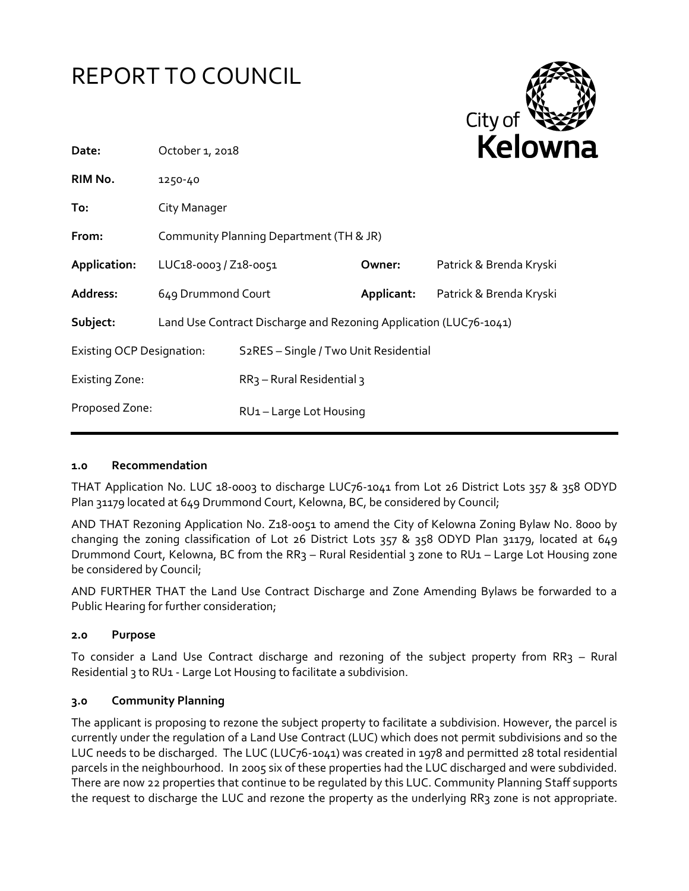# REPORT TO COUNCIL

City of Kelowna

| | | | |
|---|---|---|---|
| **Date:** | October 1, 2018 | | |
| **RIM No.** | 1250-40 | | |
| **To:** | City Manager | | |
| **From:** | Community Planning Department (TH & JR) | | |
| **Application:** | LUC18-0003 / Z18-0051 | **Owner:** | Patrick & Brenda Kryski |
| **Address:** | 649 Drummond Court | **Applicant:** | Patrick & Brenda Kryski |
| **Subject:** | Land Use Contract Discharge and Rezoning Application (LUC76-1041) | | |

| | |
|---|---|
| Existing OCP Designation: | S2RES – Single / Two Unit Residential |
| Existing Zone: | RR3 – Rural Residential 3 |
| Proposed Zone: | RU1 – Large Lot Housing |

## 1.0 Recommendation

THAT Application No. LUC 18-0003 to discharge LUC76-1041 from Lot 26 District Lots 357 & 358 ODYD Plan 31179 located at 649 Drummond Court, Kelowna, BC, be considered by Council;

AND THAT Rezoning Application No. Z18-0051 to amend the City of Kelowna Zoning Bylaw No. 8000 by changing the zoning classification of Lot 26 District Lots 357 & 358 ODYD Plan 31179, located at 649 Drummond Court, Kelowna, BC from the RR3 – Rural Residential 3 zone to RU1 – Large Lot Housing zone be considered by Council;

AND FURTHER THAT the Land Use Contract Discharge and Zone Amending Bylaws be forwarded to a Public Hearing for further consideration;

## 2.0 Purpose

To consider a Land Use Contract discharge and rezoning of the subject property from RR3 – Rural Residential 3 to RU1 - Large Lot Housing to facilitate a subdivision.

## 3.0 Community Planning

The applicant is proposing to rezone the subject property to facilitate a subdivision. However, the parcel is currently under the regulation of a Land Use Contract (LUC) which does not permit subdivisions and so the LUC needs to be discharged. The LUC (LUC76-1041) was created in 1978 and permitted 28 total residential parcels in the neighbourhood. In 2005 six of these properties had the LUC discharged and were subdivided. There are now 22 properties that continue to be regulated by this LUC. Community Planning Staff supports the request to discharge the LUC and rezone the property as the underlying RR3 zone is not appropriate.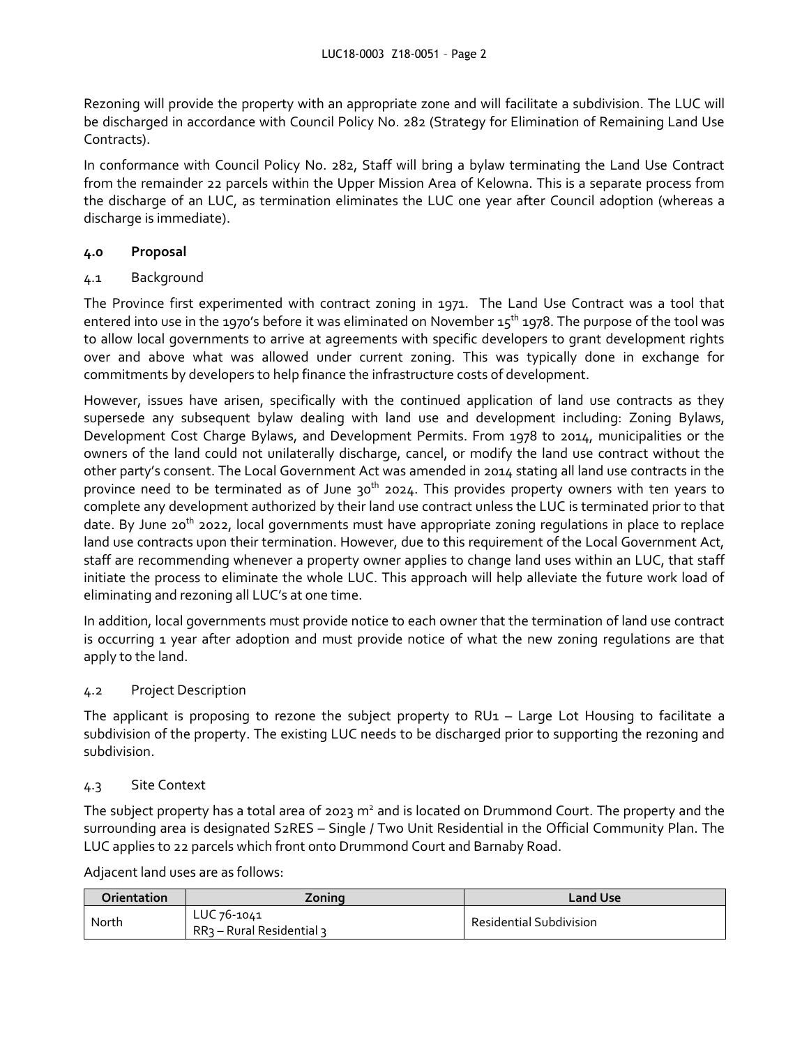Rezoning will provide the property with an appropriate zone and will facilitate a subdivision. The LUC will be discharged in accordance with Council Policy No. 282 (Strategy for Elimination of Remaining Land Use Contracts).

In conformance with Council Policy No. 282, Staff will bring a bylaw terminating the Land Use Contract from the remainder 22 parcels within the Upper Mission Area of Kelowna. This is a separate process from the discharge of an LUC, as termination eliminates the LUC one year after Council adoption (whereas a discharge is immediate).

## 4.0 Proposal

### 4.1 Background

The Province first experimented with contract zoning in 1971. The Land Use Contract was a tool that entered into use in the 1970's before it was eliminated on November 15th 1978. The purpose of the tool was to allow local governments to arrive at agreements with specific developers to grant development rights over and above what was allowed under current zoning. This was typically done in exchange for commitments by developers to help finance the infrastructure costs of development.

However, issues have arisen, specifically with the continued application of land use contracts as they supersede any subsequent bylaw dealing with land use and development including: Zoning Bylaws, Development Cost Charge Bylaws, and Development Permits. From 1978 to 2014, municipalities or the owners of the land could not unilaterally discharge, cancel, or modify the land use contract without the other party's consent. The Local Government Act was amended in 2014 stating all land use contracts in the province need to be terminated as of June 30th 2024. This provides property owners with ten years to complete any development authorized by their land use contract unless the LUC is terminated prior to that date. By June 20th 2022, local governments must have appropriate zoning regulations in place to replace land use contracts upon their termination. However, due to this requirement of the Local Government Act, staff are recommending whenever a property owner applies to change land uses within an LUC, that staff initiate the process to eliminate the whole LUC. This approach will help alleviate the future work load of eliminating and rezoning all LUC's at one time.

In addition, local governments must provide notice to each owner that the termination of land use contract is occurring 1 year after adoption and must provide notice of what the new zoning regulations are that apply to the land.

### 4.2 Project Description

The applicant is proposing to rezone the subject property to RU1 – Large Lot Housing to facilitate a subdivision of the property. The existing LUC needs to be discharged prior to supporting the rezoning and subdivision.

### 4.3 Site Context

The subject property has a total area of 2023 m² and is located on Drummond Court. The property and the surrounding area is designated S2RES – Single / Two Unit Residential in the Official Community Plan. The LUC applies to 22 parcels which front onto Drummond Court and Barnaby Road.

Adjacent land uses are as follows:

| Orientation | Zoning | Land Use |
|---|---|---|
| North | LUC 76-1041<br>RR3 – Rural Residential 3 | Residential Subdivision |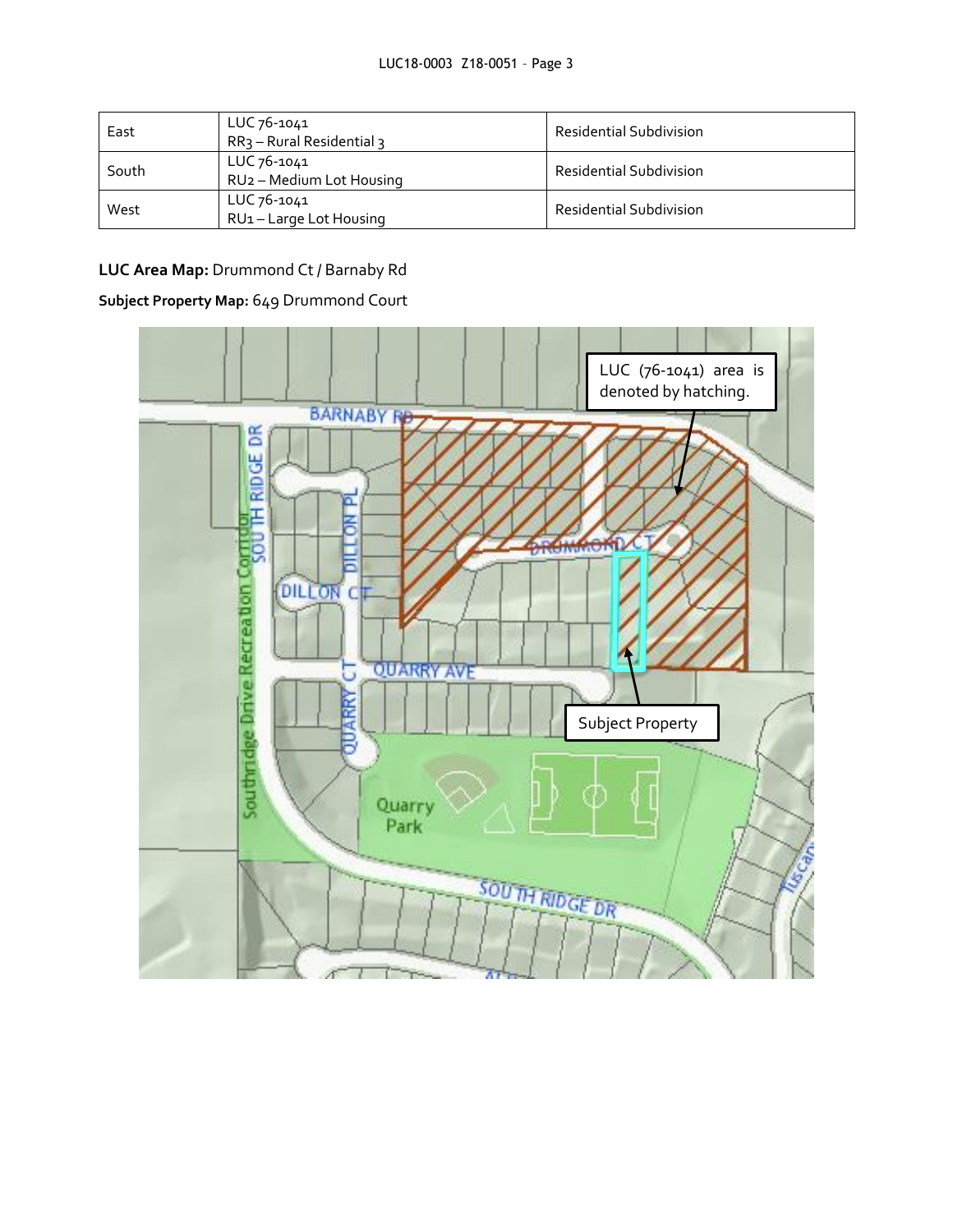| East | LUC 76-1041<br>RR3 – Rural Residential 3 | Residential Subdivision |
|---|---|---|
| South | LUC 76-1041<br>RU2 – Medium Lot Housing | Residential Subdivision |
| West | LUC 76-1041<br>RU1 – Large Lot Housing | Residential Subdivision |

**LUC Area Map:** Drummond Ct / Barnaby Rd

**Subject Property Map:** 649 Drummond Court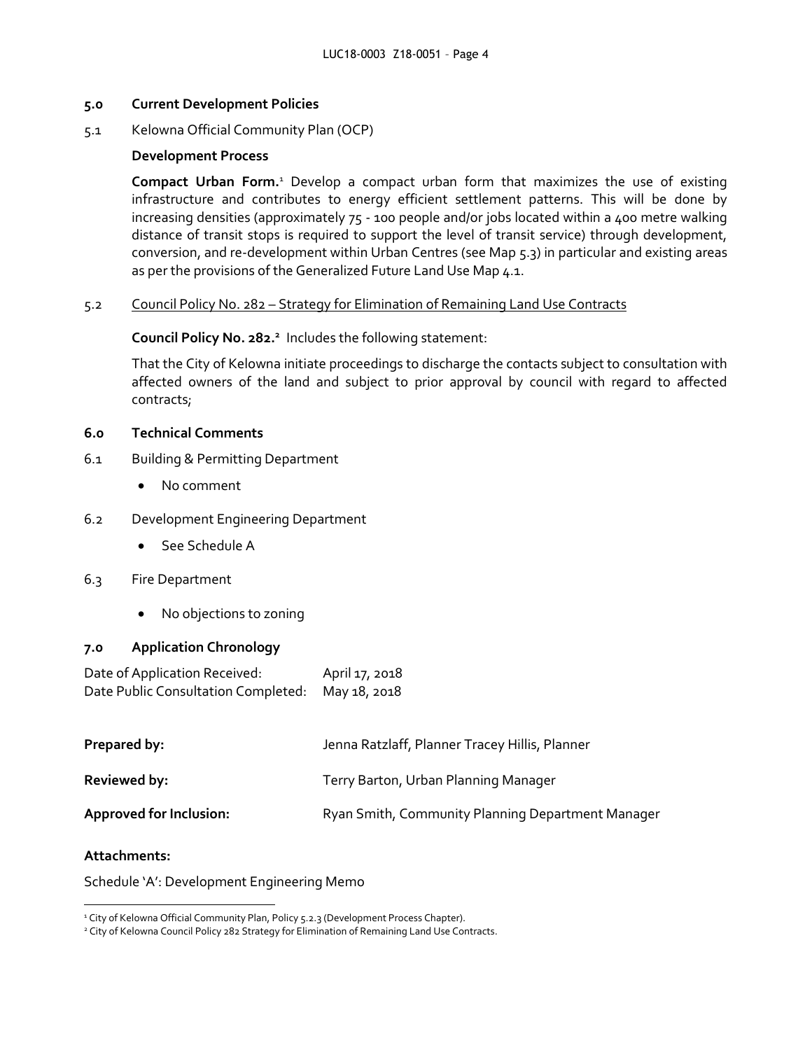## 5.0 Current Development Policies

5.1 Kelowna Official Community Plan (OCP)

**Development Process**

**Compact Urban Form.**[1] Develop a compact urban form that maximizes the use of existing infrastructure and contributes to energy efficient settlement patterns. This will be done by increasing densities (approximately 75 - 100 people and/or jobs located within a 400 metre walking distance of transit stops is required to support the level of transit service) through development, conversion, and re-development within Urban Centres (see Map 5.3) in particular and existing areas as per the provisions of the Generalized Future Land Use Map 4.1.

5.2 Council Policy No. 282 – Strategy for Elimination of Remaining Land Use Contracts

**Council Policy No. 282.**[2] Includes the following statement:

That the City of Kelowna initiate proceedings to discharge the contacts subject to consultation with affected owners of the land and subject to prior approval by council with regard to affected contracts;

## 6.0 Technical Comments

6.1 Building & Permitting Department

- No comment

6.2 Development Engineering Department

- See Schedule A

6.3 Fire Department

- No objections to zoning

## 7.0 Application Chronology

Date of Application Received: April 17, 2018
Date Public Consultation Completed: May 18, 2018

**Prepared by:** Jenna Ratzlaff, Planner Tracey Hillis, Planner

**Reviewed by:** Terry Barton, Urban Planning Manager

**Approved for Inclusion:** Ryan Smith, Community Planning Department Manager

**Attachments:**

Schedule 'A': Development Engineering Memo

---

[1] City of Kelowna Official Community Plan, Policy 5.2.3 (Development Process Chapter).

[2] City of Kelowna Council Policy 282 Strategy for Elimination of Remaining Land Use Contracts.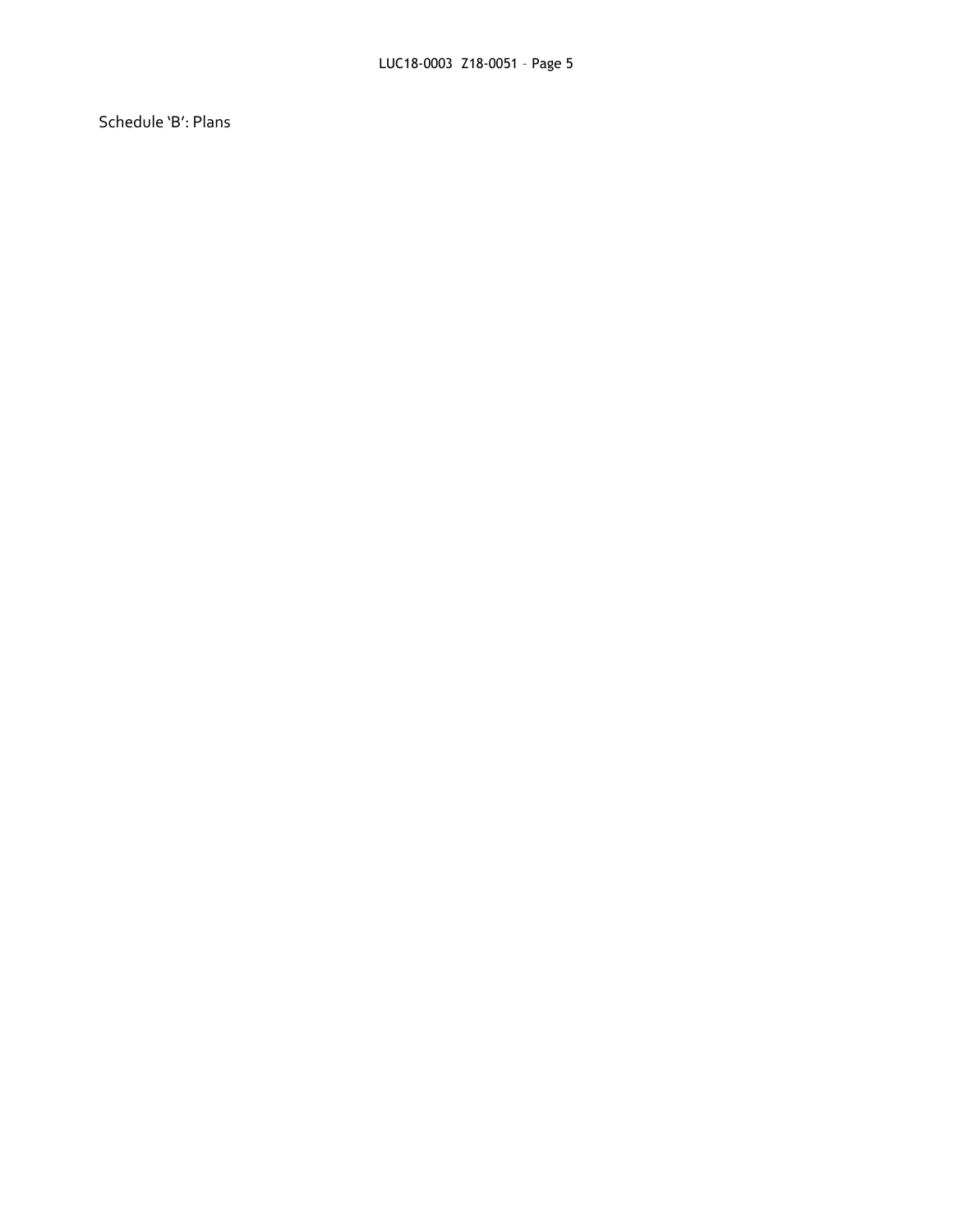Schedule 'B': Plans